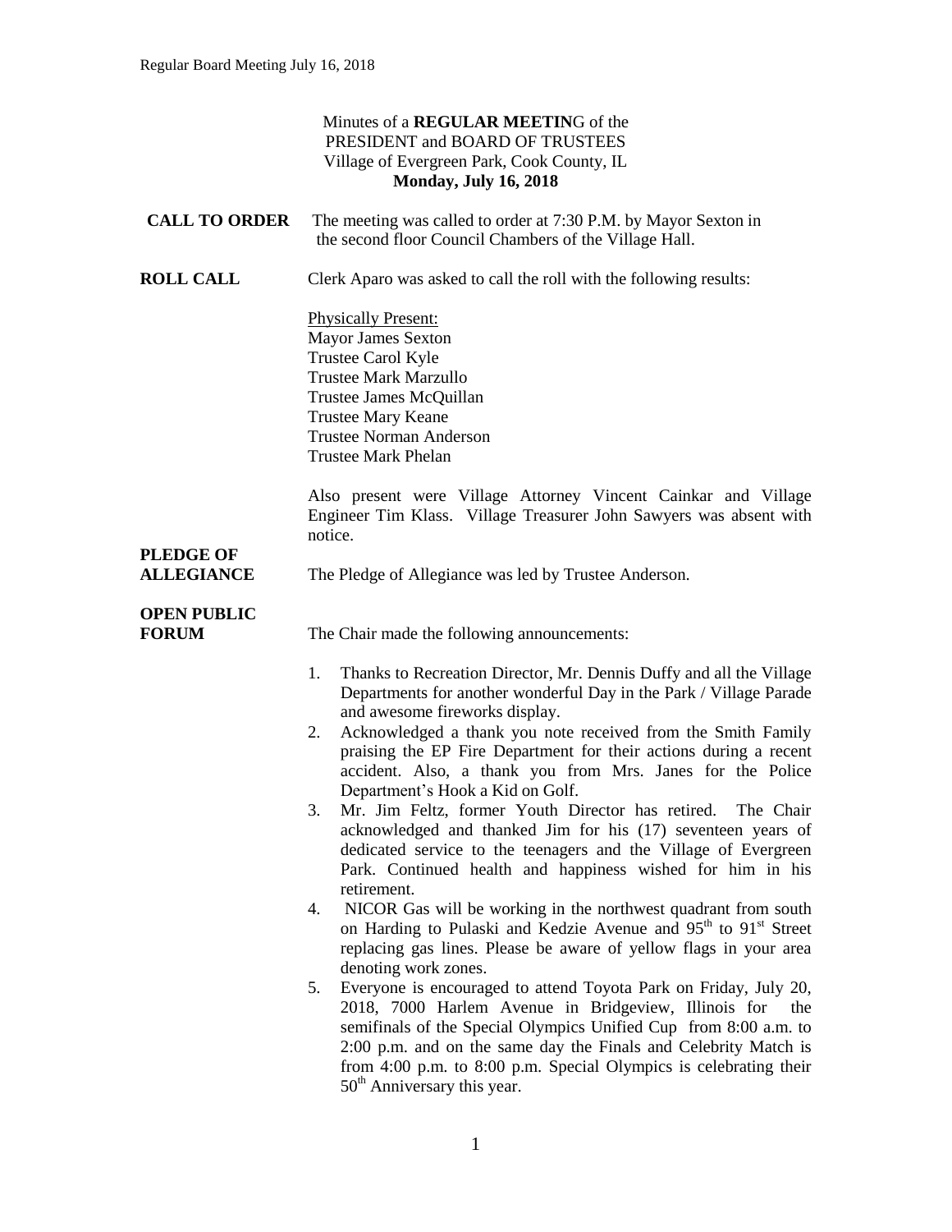Minutes of a **REGULAR MEETIN**G of the
PRESIDENT and BOARD OF TRUSTEES
Village of Evergreen Park, Cook County, IL
**Monday, July 16, 2018**

**CALL TO ORDER** The meeting was called to order at 7:30 P.M. by Mayor Sexton in the second floor Council Chambers of the Village Hall.

**ROLL CALL** Clerk Aparo was asked to call the roll with the following results:

Physically Present:
Mayor James Sexton
Trustee Carol Kyle
Trustee Mark Marzullo
Trustee James McQuillan
Trustee Mary Keane
Trustee Norman Anderson
Trustee Mark Phelan

Also present were Village Attorney Vincent Cainkar and Village Engineer Tim Klass. Village Treasurer John Sawyers was absent with notice.

**PLEDGE OF ALLEGIANCE** The Pledge of Allegiance was led by Trustee Anderson.

**OPEN PUBLIC FORUM** The Chair made the following announcements:

1. Thanks to Recreation Director, Mr. Dennis Duffy and all the Village Departments for another wonderful Day in the Park / Village Parade and awesome fireworks display.
2. Acknowledged a thank you note received from the Smith Family praising the EP Fire Department for their actions during a recent accident. Also, a thank you from Mrs. Janes for the Police Department's Hook a Kid on Golf.
3. Mr. Jim Feltz, former Youth Director has retired. The Chair acknowledged and thanked Jim for his (17) seventeen years of dedicated service to the teenagers and the Village of Evergreen Park. Continued health and happiness wished for him in his retirement.
4. NICOR Gas will be working in the northwest quadrant from south on Harding to Pulaski and Kedzie Avenue and 95th to 91st Street replacing gas lines. Please be aware of yellow flags in your area denoting work zones.
5. Everyone is encouraged to attend Toyota Park on Friday, July 20, 2018, 7000 Harlem Avenue in Bridgeview, Illinois for the semifinals of the Special Olympics Unified Cup from 8:00 a.m. to 2:00 p.m. and on the same day the Finals and Celebrity Match is from 4:00 p.m. to 8:00 p.m. Special Olympics is celebrating their 50th Anniversary this year.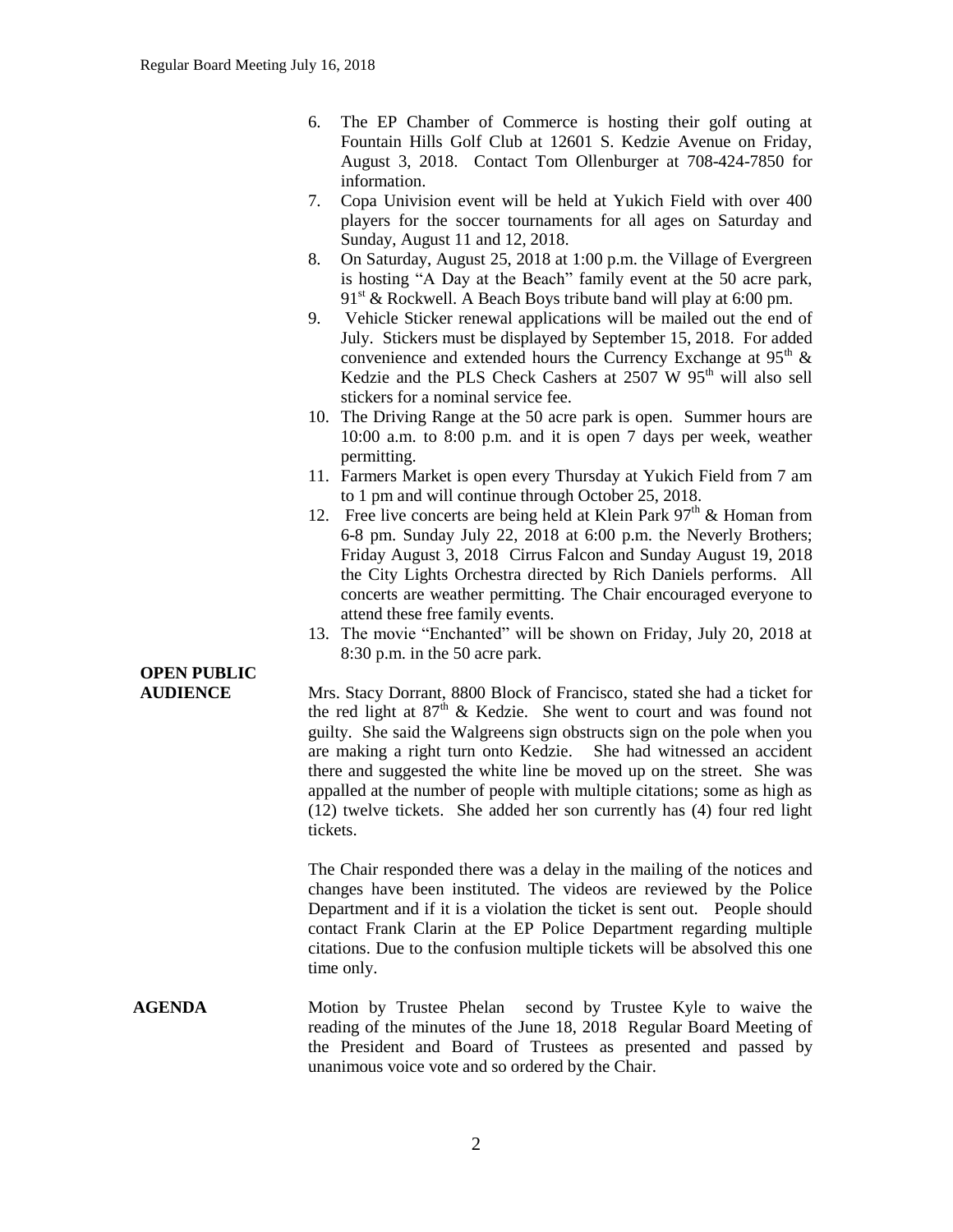6. The EP Chamber of Commerce is hosting their golf outing at Fountain Hills Golf Club at 12601 S. Kedzie Avenue on Friday, August 3, 2018. Contact Tom Ollenburger at 708-424-7850 for information.
7. Copa Univision event will be held at Yukich Field with over 400 players for the soccer tournaments for all ages on Saturday and Sunday, August 11 and 12, 2018.
8. On Saturday, August 25, 2018 at 1:00 p.m. the Village of Evergreen is hosting "A Day at the Beach" family event at the 50 acre park, 91st & Rockwell. A Beach Boys tribute band will play at 6:00 pm.
9. Vehicle Sticker renewal applications will be mailed out the end of July. Stickers must be displayed by September 15, 2018. For added convenience and extended hours the Currency Exchange at 95th & Kedzie and the PLS Check Cashers at 2507 W 95th will also sell stickers for a nominal service fee.
10. The Driving Range at the 50 acre park is open. Summer hours are 10:00 a.m. to 8:00 p.m. and it is open 7 days per week, weather permitting.
11. Farmers Market is open every Thursday at Yukich Field from 7 am to 1 pm and will continue through October 25, 2018.
12. Free live concerts are being held at Klein Park 97th & Homan from 6-8 pm. Sunday July 22, 2018 at 6:00 p.m. the Neverly Brothers; Friday August 3, 2018 Cirrus Falcon and Sunday August 19, 2018 the City Lights Orchestra directed by Rich Daniels performs. All concerts are weather permitting. The Chair encouraged everyone to attend these free family events.
13. The movie "Enchanted" will be shown on Friday, July 20, 2018 at 8:30 p.m. in the 50 acre park.

**OPEN PUBLIC AUDIENCE**

Mrs. Stacy Dorrant, 8800 Block of Francisco, stated she had a ticket for the red light at 87th & Kedzie. She went to court and was found not guilty. She said the Walgreens sign obstructs sign on the pole when you are making a right turn onto Kedzie. She had witnessed an accident there and suggested the white line be moved up on the street. She was appalled at the number of people with multiple citations; some as high as (12) twelve tickets. She added her son currently has (4) four red light tickets.

The Chair responded there was a delay in the mailing of the notices and changes have been instituted. The videos are reviewed by the Police Department and if it is a violation the ticket is sent out. People should contact Frank Clarin at the EP Police Department regarding multiple citations. Due to the confusion multiple tickets will be absolved this one time only.

**AGENDA**

Motion by Trustee Phelan second by Trustee Kyle to waive the reading of the minutes of the June 18, 2018 Regular Board Meeting of the President and Board of Trustees as presented and passed by unanimous voice vote and so ordered by the Chair.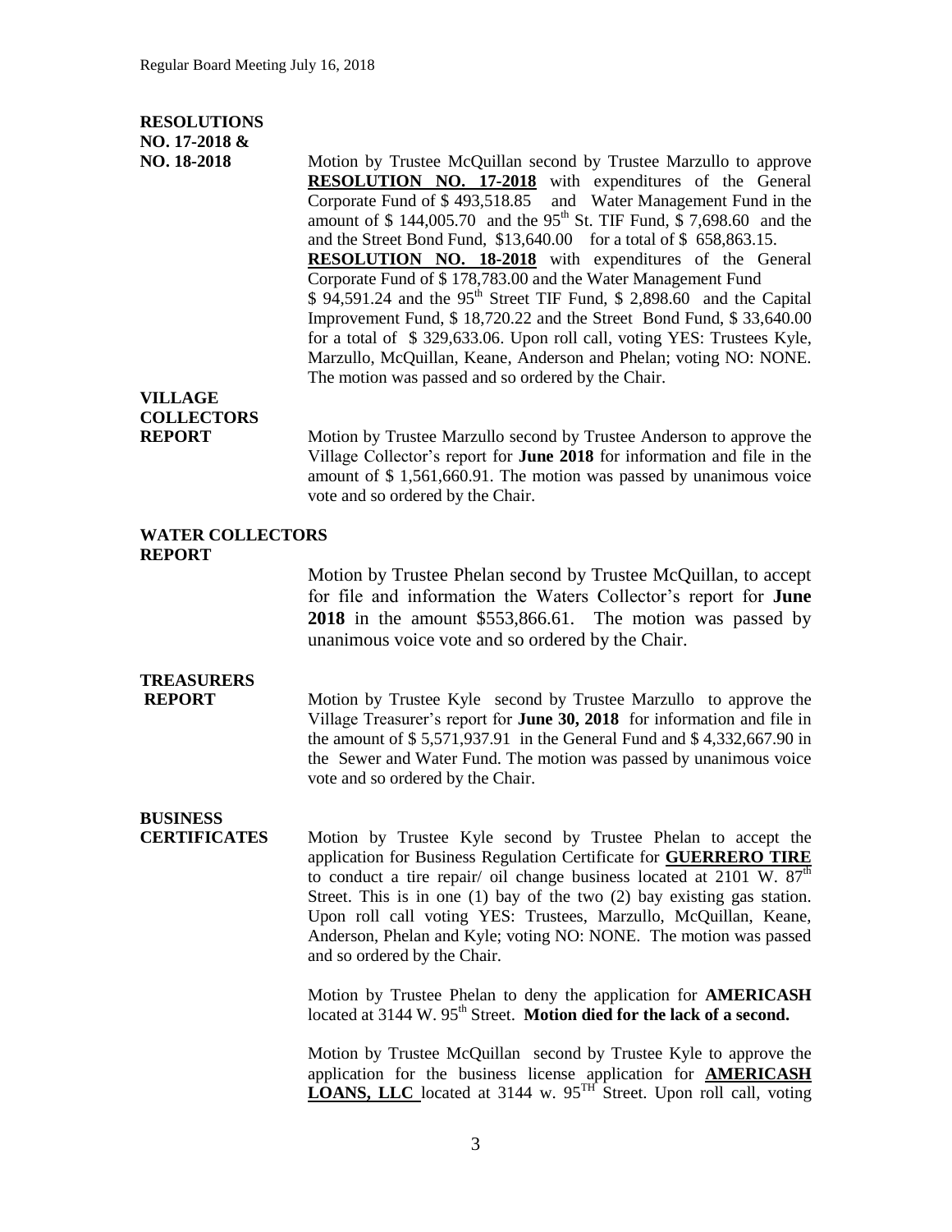**RESOLUTIONS NO. 17-2018 & NO. 18-2018**

Motion by Trustee McQuillan second by Trustee Marzullo to approve **RESOLUTION NO. 17-2018** with expenditures of the General Corporate Fund of $ 493,518.85 and Water Management Fund in the amount of $ 144,005.70 and the 95th St. TIF Fund, $ 7,698.60 and the and the Street Bond Fund, $13,640.00 for a total of $ 658,863.15. **RESOLUTION NO. 18-2018** with expenditures of the General Corporate Fund of $ 178,783.00 and the Water Management Fund $ 94,591.24 and the 95th Street TIF Fund, $ 2,898.60 and the Capital Improvement Fund, $ 18,720.22 and the Street Bond Fund, $ 33,640.00 for a total of $ 329,633.06. Upon roll call, voting YES: Trustees Kyle, Marzullo, McQuillan, Keane, Anderson and Phelan; voting NO: NONE. The motion was passed and so ordered by the Chair.

**VILLAGE COLLECTORS REPORT**

Motion by Trustee Marzullo second by Trustee Anderson to approve the Village Collector's report for **June 2018** for information and file in the amount of $ 1,561,660.91. The motion was passed by unanimous voice vote and so ordered by the Chair.

**WATER COLLECTORS REPORT**

Motion by Trustee Phelan second by Trustee McQuillan, to accept for file and information the Waters Collector's report for **June 2018** in the amount $553,866.61. The motion was passed by unanimous voice vote and so ordered by the Chair.

**TREASURERS REPORT**

Motion by Trustee Kyle second by Trustee Marzullo to approve the Village Treasurer's report for **June 30, 2018** for information and file in the amount of $ 5,571,937.91 in the General Fund and $ 4,332,667.90 in the Sewer and Water Fund. The motion was passed by unanimous voice vote and so ordered by the Chair.

**BUSINESS CERTIFICATES**

Motion by Trustee Kyle second by Trustee Phelan to accept the application for Business Regulation Certificate for **GUERRERO TIRE** to conduct a tire repair/ oil change business located at 2101 W. 87th Street. This is in one (1) bay of the two (2) bay existing gas station. Upon roll call voting YES: Trustees, Marzullo, McQuillan, Keane, Anderson, Phelan and Kyle; voting NO: NONE. The motion was passed and so ordered by the Chair.

Motion by Trustee Phelan to deny the application for **AMERICASH** located at 3144 W. 95th Street. **Motion died for the lack of a second.**

Motion by Trustee McQuillan second by Trustee Kyle to approve the application for the business license application for **AMERICASH LOANS, LLC** located at 3144 w. 95TH Street. Upon roll call, voting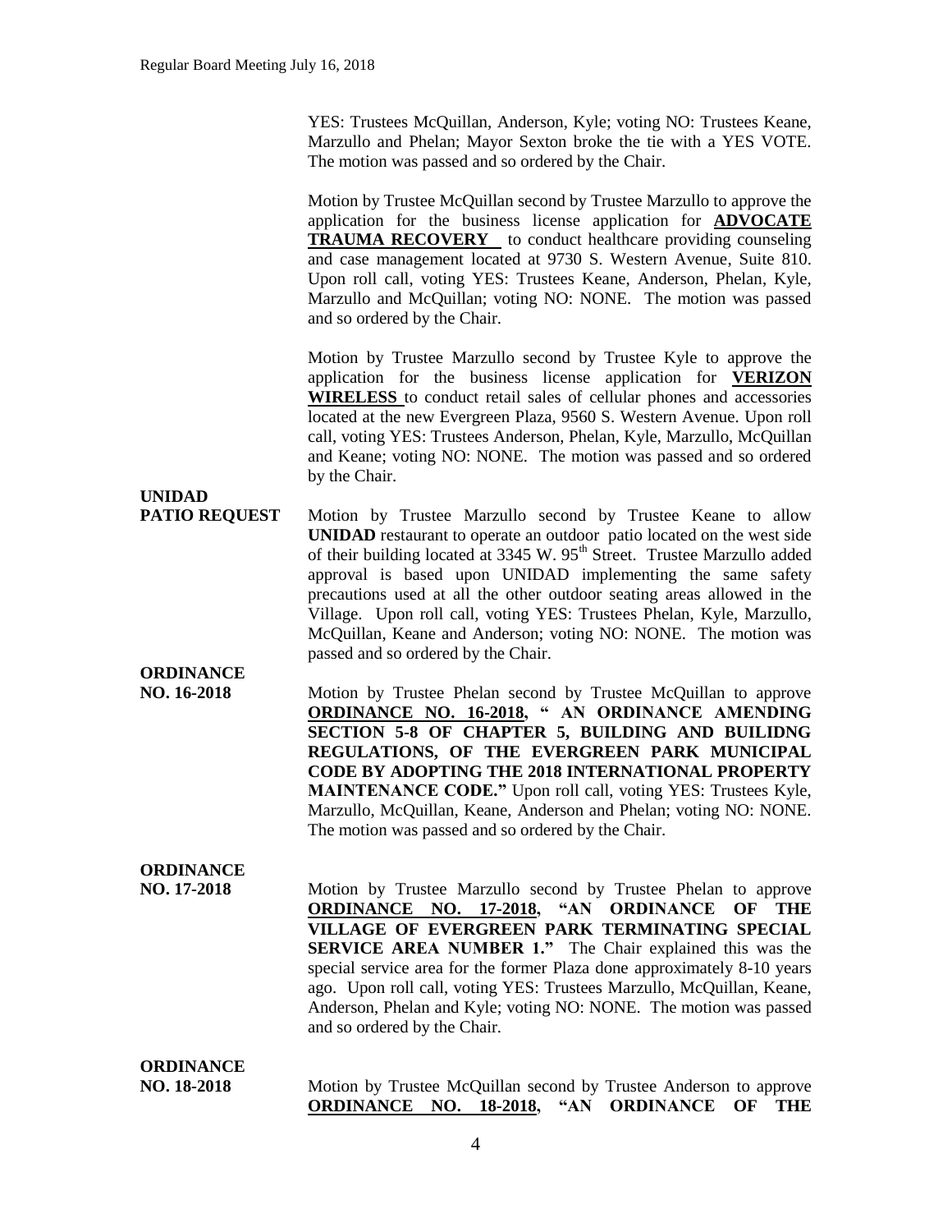YES: Trustees McQuillan, Anderson, Kyle; voting NO: Trustees Keane, Marzullo and Phelan; Mayor Sexton broke the tie with a YES VOTE. The motion was passed and so ordered by the Chair.

Motion by Trustee McQuillan second by Trustee Marzullo to approve the application for the business license application for **ADVOCATE TRAUMA RECOVERY** to conduct healthcare providing counseling and case management located at 9730 S. Western Avenue, Suite 810. Upon roll call, voting YES: Trustees Keane, Anderson, Phelan, Kyle, Marzullo and McQuillan; voting NO: NONE. The motion was passed and so ordered by the Chair.

Motion by Trustee Marzullo second by Trustee Kyle to approve the application for the business license application for **VERIZON WIRELESS** to conduct retail sales of cellular phones and accessories located at the new Evergreen Plaza, 9560 S. Western Avenue. Upon roll call, voting YES: Trustees Anderson, Phelan, Kyle, Marzullo, McQuillan and Keane; voting NO: NONE. The motion was passed and so ordered by the Chair.

**UNIDAD PATIO REQUEST**

Motion by Trustee Marzullo second by Trustee Keane to allow **UNIDAD** restaurant to operate an outdoor patio located on the west side of their building located at 3345 W. 95th Street. Trustee Marzullo added approval is based upon UNIDAD implementing the same safety precautions used at all the other outdoor seating areas allowed in the Village. Upon roll call, voting YES: Trustees Phelan, Kyle, Marzullo, McQuillan, Keane and Anderson; voting NO: NONE. The motion was passed and so ordered by the Chair.

**ORDINANCE NO. 16-2018**

Motion by Trustee Phelan second by Trustee McQuillan to approve **ORDINANCE NO. 16-2018, " AN ORDINANCE AMENDING SECTION 5-8 OF CHAPTER 5, BUILDING AND BUILIDNG REGULATIONS, OF THE EVERGREEN PARK MUNICIPAL CODE BY ADOPTING THE 2018 INTERNATIONAL PROPERTY MAINTENANCE CODE."** Upon roll call, voting YES: Trustees Kyle, Marzullo, McQuillan, Keane, Anderson and Phelan; voting NO: NONE. The motion was passed and so ordered by the Chair.

**ORDINANCE NO. 17-2018**

Motion by Trustee Marzullo second by Trustee Phelan to approve **ORDINANCE NO. 17-2018, "AN ORDINANCE OF THE VILLAGE OF EVERGREEN PARK TERMINATING SPECIAL SERVICE AREA NUMBER 1."** The Chair explained this was the special service area for the former Plaza done approximately 8-10 years ago. Upon roll call, voting YES: Trustees Marzullo, McQuillan, Keane, Anderson, Phelan and Kyle; voting NO: NONE. The motion was passed and so ordered by the Chair.

**ORDINANCE NO. 18-2018**

Motion by Trustee McQuillan second by Trustee Anderson to approve **ORDINANCE NO. 18-2018, "AN ORDINANCE OF THE**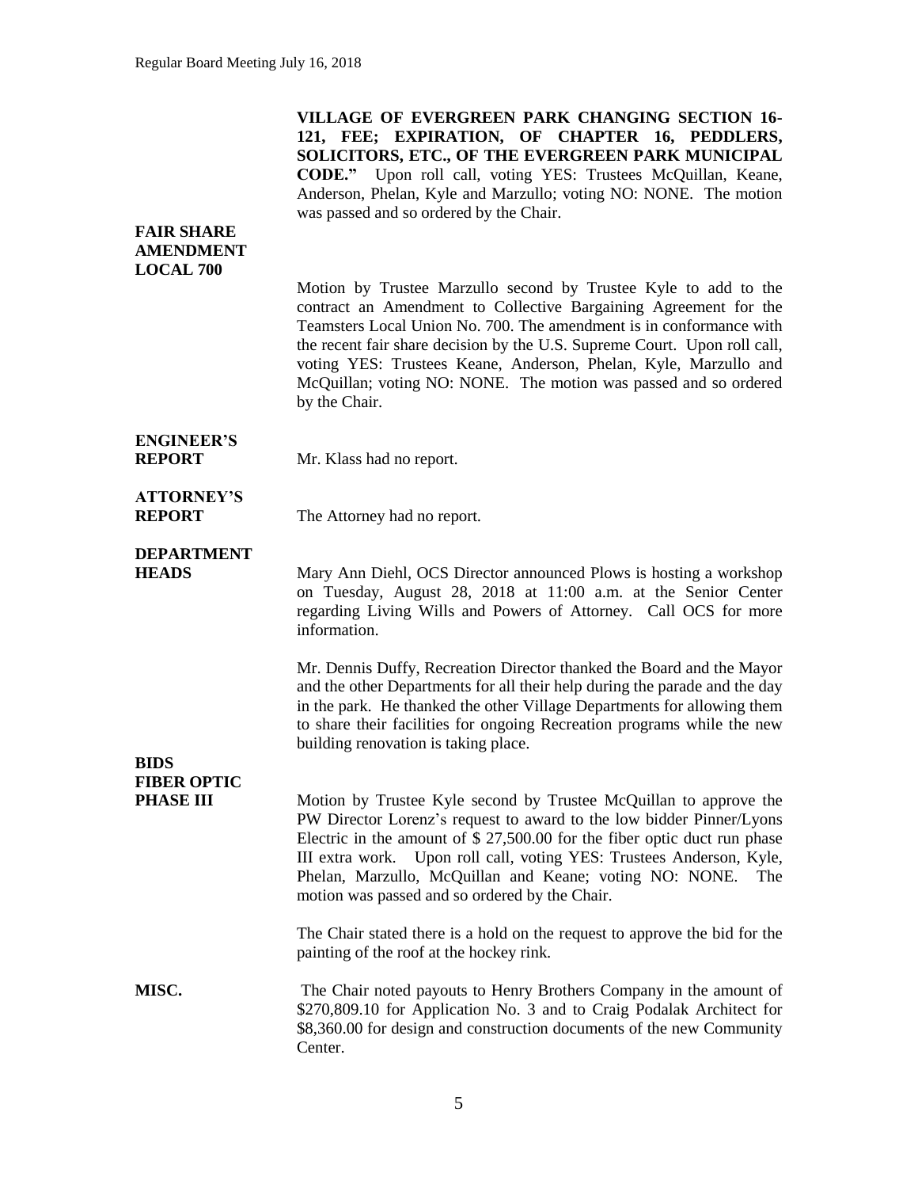**VILLAGE OF EVERGREEN PARK CHANGING SECTION 16-121, FEE; EXPIRATION, OF CHAPTER 16, PEDDLERS, SOLICITORS, ETC., OF THE EVERGREEN PARK MUNICIPAL CODE."** Upon roll call, voting YES: Trustees McQuillan, Keane, Anderson, Phelan, Kyle and Marzullo; voting NO: NONE. The motion was passed and so ordered by the Chair.

**FAIR SHARE AMENDMENT LOCAL 700**

Motion by Trustee Marzullo second by Trustee Kyle to add to the contract an Amendment to Collective Bargaining Agreement for the Teamsters Local Union No. 700. The amendment is in conformance with the recent fair share decision by the U.S. Supreme Court. Upon roll call, voting YES: Trustees Keane, Anderson, Phelan, Kyle, Marzullo and McQuillan; voting NO: NONE. The motion was passed and so ordered by the Chair.

**ENGINEER'S REPORT**

Mr. Klass had no report.

**ATTORNEY'S REPORT**

The Attorney had no report.

**DEPARTMENT HEADS**

Mary Ann Diehl, OCS Director announced Plows is hosting a workshop on Tuesday, August 28, 2018 at 11:00 a.m. at the Senior Center regarding Living Wills and Powers of Attorney. Call OCS for more information.

Mr. Dennis Duffy, Recreation Director thanked the Board and the Mayor and the other Departments for all their help during the parade and the day in the park. He thanked the other Village Departments for allowing them to share their facilities for ongoing Recreation programs while the new building renovation is taking place.

**BIDS FIBER OPTIC PHASE III**

Motion by Trustee Kyle second by Trustee McQuillan to approve the PW Director Lorenz's request to award to the low bidder Pinner/Lyons Electric in the amount of $ 27,500.00 for the fiber optic duct run phase III extra work. Upon roll call, voting YES: Trustees Anderson, Kyle, Phelan, Marzullo, McQuillan and Keane; voting NO: NONE. The motion was passed and so ordered by the Chair.

The Chair stated there is a hold on the request to approve the bid for the painting of the roof at the hockey rink.

**MISC.**

The Chair noted payouts to Henry Brothers Company in the amount of $270,809.10 for Application No. 3 and to Craig Podalak Architect for $8,360.00 for design and construction documents of the new Community Center.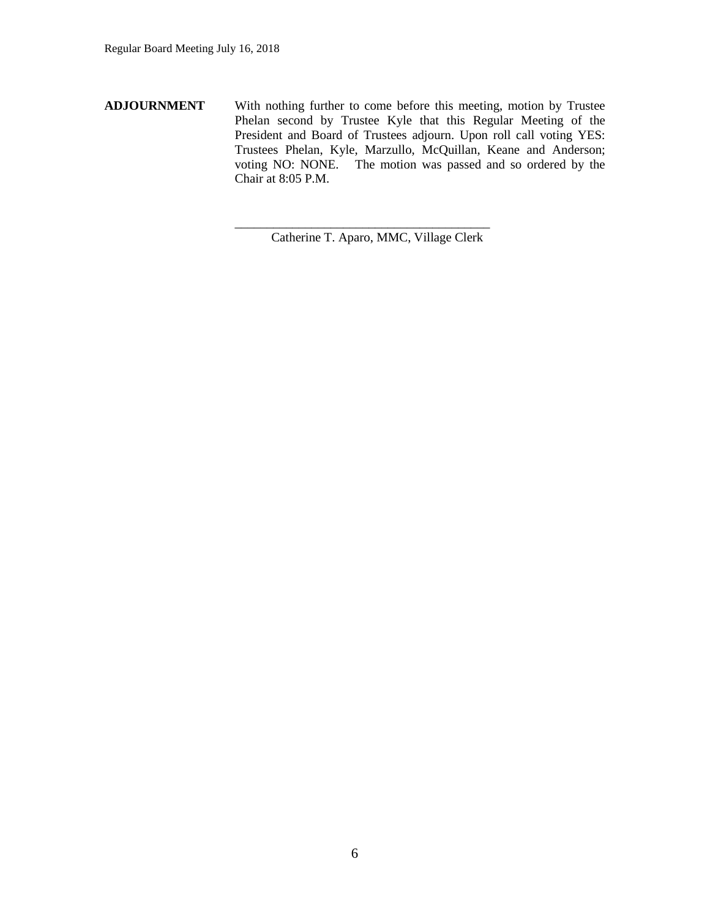**ADJOURNMENT** With nothing further to come before this meeting, motion by Trustee Phelan second by Trustee Kyle that this Regular Meeting of the President and Board of Trustees adjourn. Upon roll call voting YES: Trustees Phelan, Kyle, Marzullo, McQuillan, Keane and Anderson; voting NO: NONE. The motion was passed and so ordered by the Chair at 8:05 P.M.

\_\_\_\_\_\_\_\_\_\_\_\_\_\_\_\_\_\_\_\_\_\_\_\_\_\_\_\_\_\_\_\_\_\_\_\_\_\_\_\_\_\_

Catherine T. Aparo, MMC, Village Clerk